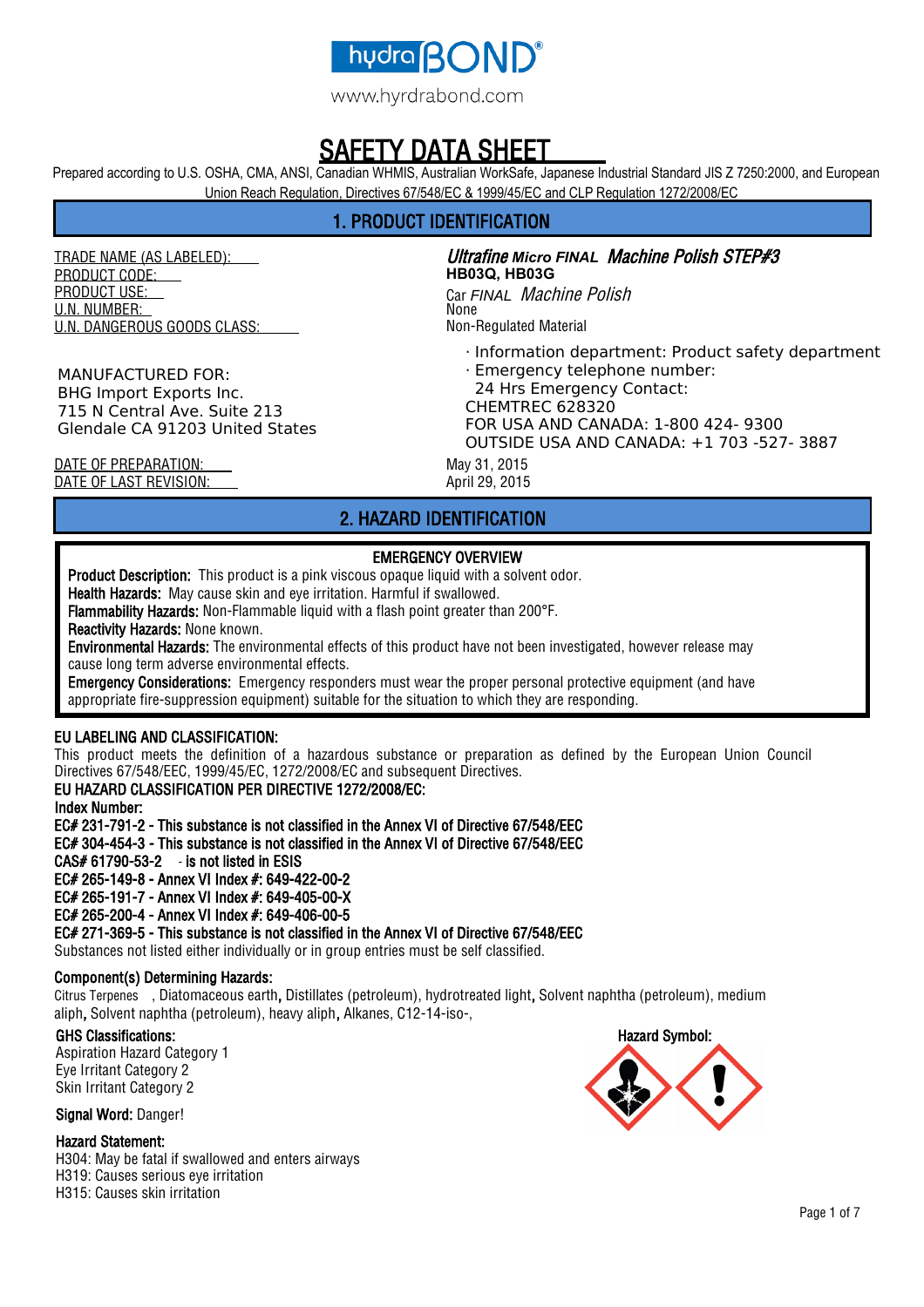hydraBOND®

www.hyrdrabond.com

# SAFETY DATA SHEET

Prepared according to U.S. OSHA, CMA, ANSI, Canadian WHMIS, Australian WorkSafe, Japanese Industrial Standard JIS Z 7250:2000, and European Union Reach Regulation, Directives 67/548/EC & 1999/45/EC and CLP Regulation 1272/2008/EC

## 1. PRODUCT IDENTIFICATION

| | |
|---|---|
| TRADE NAME (AS LABELED): | *Ultrafine Micro FINAL Machine Polish STEP#3* |
| PRODUCT CODE: | HB03Q, HB03G |
| PRODUCT USE: | Car *FINAL Machine Polish* |
| U.N. NUMBER: | None |
| U.N. DANGEROUS GOODS CLASS: | Non-Regulated Material |

MANUFACTURED FOR:
BHG Import Exports Inc.
715 N Central Ave. Suite 213
Glendale CA 91203 United States

· Information department: Product safety department
· Emergency telephone number:
24 Hrs Emergency Contact:
CHEMTREC 628320
FOR USA AND CANADA: 1-800 424- 9300
OUTSIDE USA AND CANADA: +1 703 -527- 3887

| | |
|---|---|
| DATE OF PREPARATION: | May 31, 2015 |
| DATE OF LAST REVISION: | April 29, 2015 |

## 2. HAZARD IDENTIFICATION

### EMERGENCY OVERVIEW

**Product Description:** This product is a pink viscous opaque liquid with a solvent odor.
**Health Hazards:** May cause skin and eye irritation. Harmful if swallowed.
**Flammability Hazards:** Non-Flammable liquid with a flash point greater than 200°F.
**Reactivity Hazards:** None known.
**Environmental Hazards:** The environmental effects of this product have not been investigated, however release may cause long term adverse environmental effects.
**Emergency Considerations:** Emergency responders must wear the proper personal protective equipment (and have appropriate fire-suppression equipment) suitable for the situation to which they are responding.

**EU LABELING AND CLASSIFICATION:**
This product meets the definition of a hazardous substance or preparation as defined by the European Union Council Directives 67/548/EEC, 1999/45/EC, 1272/2008/EC and subsequent Directives.
**EU HAZARD CLASSIFICATION PER DIRECTIVE 1272/2008/EC:**
**Index Number:**
**EC# 231-791-2 - This substance is not classified in the Annex VI of Directive 67/548/EEC**
**EC# 304-454-3 - This substance is not classified in the Annex VI of Directive 67/548/EEC**
**CAS# 61790-53-2 - is not listed in ESIS**
**EC# 265-149-8 - Annex VI Index #: 649-422-00-2**
**EC# 265-191-7 - Annex VI Index #: 649-405-00-X**
**EC# 265-200-4 - Annex VI Index #: 649-406-00-5**
**EC# 271-369-5 - This substance is not classified in the Annex VI of Directive 67/548/EEC**
Substances not listed either individually or in group entries must be self classified.

**Component(s) Determining Hazards:**
Citrus Terpenes , Diatomaceous earth, Distillates (petroleum), hydrotreated light, Solvent naphtha (petroleum), medium aliph, Solvent naphtha (petroleum), heavy aliph, Alkanes, C12-14-iso-,

**GHS Classifications:**
Aspiration Hazard Category 1
Eye Irritant Category 2
Skin Irritant Category 2

**Hazard Symbol:**

**Signal Word:** Danger!

**Hazard Statement:**
H304: May be fatal if swallowed and enters airways
H319: Causes serious eye irritation
H315: Causes skin irritation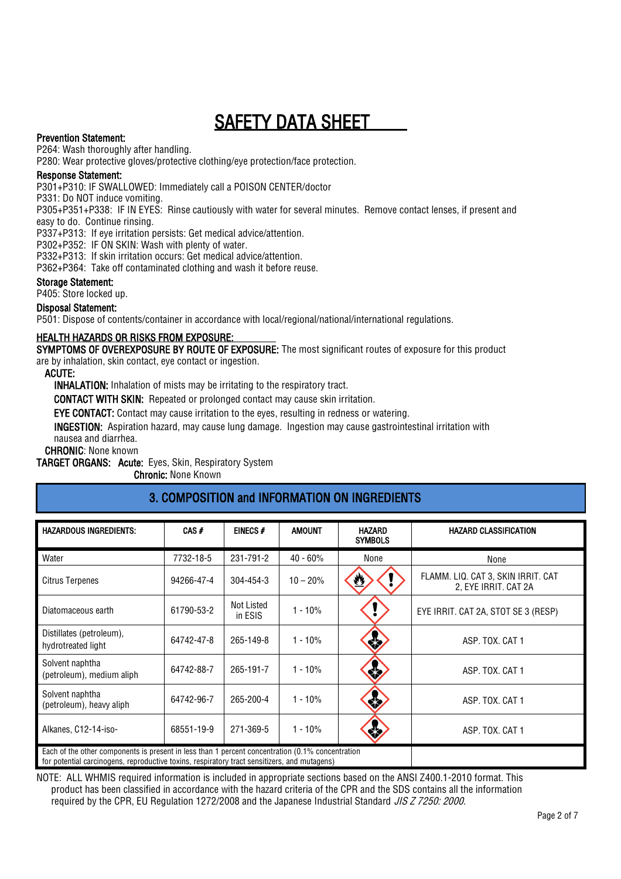# SAFETY DATA SHEET

**Prevention Statement:**

P264: Wash thoroughly after handling.

P280: Wear protective gloves/protective clothing/eye protection/face protection.

**Response Statement:**

P301+P310: IF SWALLOWED: Immediately call a POISON CENTER/doctor

P331: Do NOT induce vomiting.

P305+P351+P338: IF IN EYES: Rinse cautiously with water for several minutes. Remove contact lenses, if present and easy to do. Continue rinsing.

P337+P313: If eye irritation persists: Get medical advice/attention.

P302+P352: IF ON SKIN: Wash with plenty of water.

P332+P313: If skin irritation occurs: Get medical advice/attention.

P362+P364: Take off contaminated clothing and wash it before reuse.

**Storage Statement:**

P405: Store locked up.

**Disposal Statement:**

P501: Dispose of contents/container in accordance with local/regional/national/international regulations.

**HEALTH HAZARDS OR RISKS FROM EXPOSURE:**

**SYMPTOMS OF OVEREXPOSURE BY ROUTE OF EXPOSURE:** The most significant routes of exposure for this product are by inhalation, skin contact, eye contact or ingestion.

**ACUTE:**

**INHALATION:** Inhalation of mists may be irritating to the respiratory tract.

**CONTACT WITH SKIN:** Repeated or prolonged contact may cause skin irritation.

**EYE CONTACT:** Contact may cause irritation to the eyes, resulting in redness or watering.

**INGESTION:** Aspiration hazard, may cause lung damage. Ingestion may cause gastrointestinal irritation with nausea and diarrhea.

**CHRONIC**: None known

**TARGET ORGANS: Acute:** Eyes, Skin, Respiratory System

**Chronic:** None Known

## 3. COMPOSITION and INFORMATION ON INGREDIENTS

| HAZARDOUS INGREDIENTS: | CAS # | EINECS # | AMOUNT | HAZARD SYMBOLS | HAZARD CLASSIFICATION |
|---|---|---|---|---|---|
| Water | 7732-18-5 | 231-791-2 | 40 - 60% | None | None |
| Citrus Terpenes | 94266-47-4 | 304-454-3 | 10 – 20% | | FLAMM. LIQ. CAT 3, SKIN IRRIT. CAT 2, EYE IRRIT. CAT 2A |
| Diatomaceous earth | 61790-53-2 | Not Listed in ESIS | 1 - 10% | | EYE IRRIT. CAT 2A, STOT SE 3 (RESP) |
| Distillates (petroleum), hydrotreated light | 64742-47-8 | 265-149-8 | 1 - 10% | | ASP. TOX. CAT 1 |
| Solvent naphtha (petroleum), medium aliph | 64742-88-7 | 265-191-7 | 1 - 10% | | ASP. TOX. CAT 1 |
| Solvent naphtha (petroleum), heavy aliph | 64742-96-7 | 265-200-4 | 1 - 10% | | ASP. TOX. CAT 1 |
| Alkanes, C12-14-iso- | 68551-19-9 | 271-369-5 | 1 - 10% | | ASP. TOX. CAT 1 |
| Each of the other components is present in less than 1 percent concentration (0.1% concentration for potential carcinogens, reproductive toxins, respiratory tract sensitizers, and mutagens) | | | | | |

NOTE: ALL WHMIS required information is included in appropriate sections based on the ANSI Z400.1-2010 format. This product has been classified in accordance with the hazard criteria of the CPR and the SDS contains all the information required by the CPR, EU Regulation 1272/2008 and the Japanese Industrial Standard *JIS Z 7250: 2000*.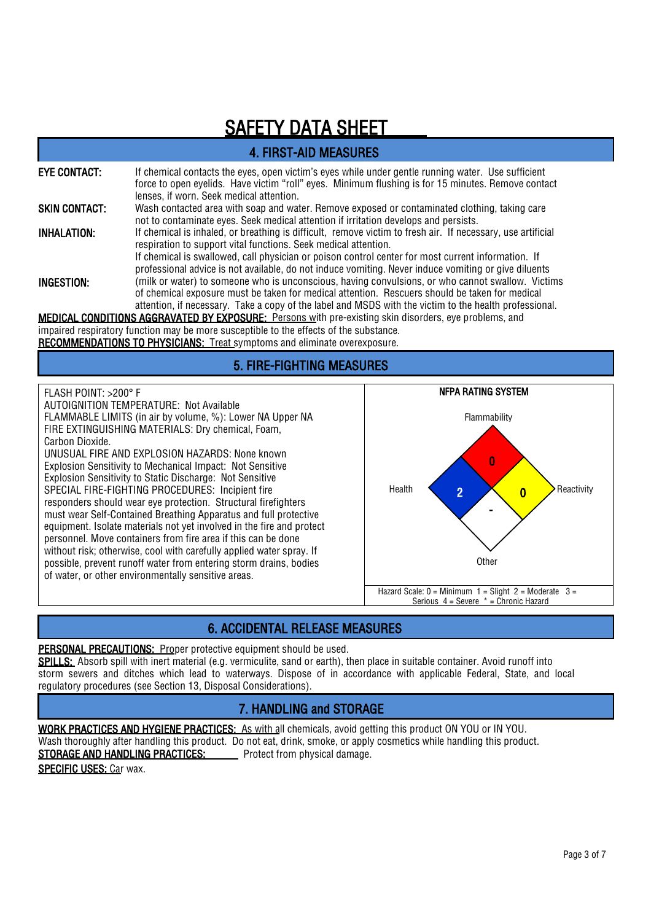# SAFETY DATA SHEET

## 4. FIRST-AID MEASURES

**EYE CONTACT:** If chemical contacts the eyes, open victim's eyes while under gentle running water. Use sufficient force to open eyelids. Have victim "roll" eyes. Minimum flushing is for 15 minutes. Remove contact lenses, if worn. Seek medical attention.

**SKIN CONTACT:** Wash contacted area with soap and water. Remove exposed or contaminated clothing, taking care not to contaminate eyes. Seek medical attention if irritation develops and persists.

**INHALATION:** If chemical is inhaled, or breathing is difficult, remove victim to fresh air. If necessary, use artificial respiration to support vital functions. Seek medical attention.

**INGESTION:** If chemical is swallowed, call physician or poison control center for most current information. If professional advice is not available, do not induce vomiting. Never induce vomiting or give diluents (milk or water) to someone who is unconscious, having convulsions, or who cannot swallow. Victims of chemical exposure must be taken for medical attention. Rescuers should be taken for medical attention, if necessary. Take a copy of the label and MSDS with the victim to the health professional.

**MEDICAL CONDITIONS AGGRAVATED BY EXPOSURE:** Persons with pre-existing skin disorders, eye problems, and impaired respiratory function may be more susceptible to the effects of the substance.

**RECOMMENDATIONS TO PHYSICIANS:** Treat symptoms and eliminate overexposure.

## 5. FIRE-FIGHTING MEASURES

FLASH POINT: >200° F
AUTOIGNITION TEMPERATURE: Not Available
FLAMMABLE LIMITS (in air by volume, %): Lower NA Upper NA
FIRE EXTINGUISHING MATERIALS: Dry chemical, Foam, Carbon Dioxide.
UNUSUAL FIRE AND EXPLOSION HAZARDS: None known
Explosion Sensitivity to Mechanical Impact: Not Sensitive
Explosion Sensitivity to Static Discharge: Not Sensitive
SPECIAL FIRE-FIGHTING PROCEDURES: Incipient fire responders should wear eye protection. Structural firefighters must wear Self-Contained Breathing Apparatus and full protective equipment. Isolate materials not yet involved in the fire and protect personnel. Move containers from fire area if this can be done without risk; otherwise, cool with carefully applied water spray. If possible, prevent runoff water from entering storm drains, bodies of water, or other environmentally sensitive areas.

**NFPA RATING SYSTEM**

| Health | Flammability | Reactivity | Other |
|---|---|---|---|
| 2 | 0 | 0 | - |

Hazard Scale: 0 = Minimum 1 = Slight 2 = Moderate 3 = Serious 4 = Severe * = Chronic Hazard

## 6. ACCIDENTAL RELEASE MEASURES

**PERSONAL PRECAUTIONS:** Proper protective equipment should be used.

**SPILLS:** Absorb spill with inert material (e.g. vermiculite, sand or earth), then place in suitable container. Avoid runoff into storm sewers and ditches which lead to waterways. Dispose of in accordance with applicable Federal, State, and local regulatory procedures (see Section 13, Disposal Considerations).

## 7. HANDLING and STORAGE

**WORK PRACTICES AND HYGIENE PRACTICES:** As with all chemicals, avoid getting this product ON YOU or IN YOU. Wash thoroughly after handling this product. Do not eat, drink, smoke, or apply cosmetics while handling this product.

**STORAGE AND HANDLING PRACTICES:** Protect from physical damage.

**SPECIFIC USES:** Car wax.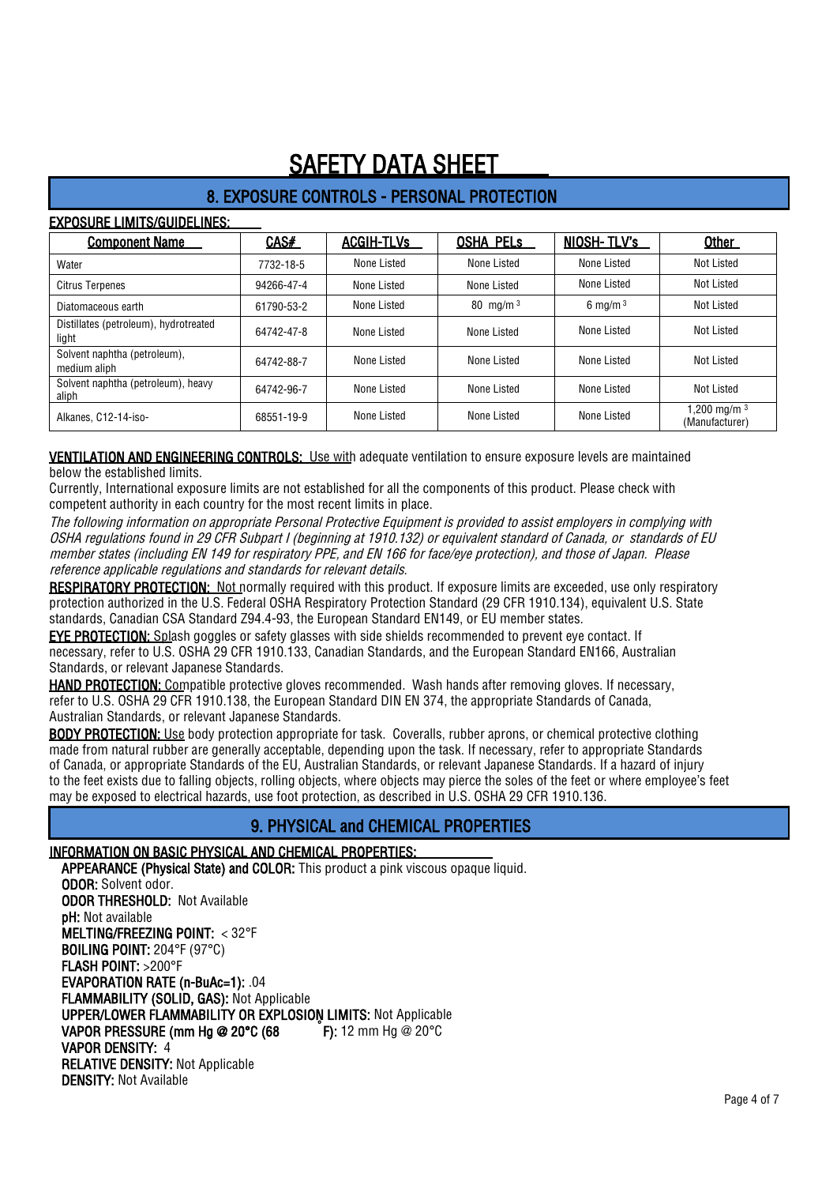# SAFETY DATA SHEET

## 8. EXPOSURE CONTROLS - PERSONAL PROTECTION

**EXPOSURE LIMITS/GUIDELINES:**

| Component Name | CAS# | ACGIH-TLVs | OSHA PELs | NIOSH- TLV's | Other |
|---|---|---|---|---|---|
| Water | 7732-18-5 | None Listed | None Listed | None Listed | Not Listed |
| Citrus Terpenes | 94266-47-4 | None Listed | None Listed | None Listed | Not Listed |
| Diatomaceous earth | 61790-53-2 | None Listed | 80 mg/m $^3$ | 6 mg/m $^3$ | Not Listed |
| Distillates (petroleum), hydrotreated light | 64742-47-8 | None Listed | None Listed | None Listed | Not Listed |
| Solvent naphtha (petroleum), medium aliph | 64742-88-7 | None Listed | None Listed | None Listed | Not Listed |
| Solvent naphtha (petroleum), heavy aliph | 64742-96-7 | None Listed | None Listed | None Listed | Not Listed |
| Alkanes, C12-14-iso- | 68551-19-9 | None Listed | None Listed | None Listed | 1,200 mg/m $^3$ (Manufacturer) |

**VENTILATION AND ENGINEERING CONTROLS:** Use with adequate ventilation to ensure exposure levels are maintained below the established limits.

Currently, International exposure limits are not established for all the components of this product. Please check with competent authority in each country for the most recent limits in place.

*The following information on appropriate Personal Protective Equipment is provided to assist employers in complying with OSHA regulations found in 29 CFR Subpart I (beginning at 1910.132) or equivalent standard of Canada, or standards of EU member states (including EN 149 for respiratory PPE, and EN 166 for face/eye protection), and those of Japan. Please reference applicable regulations and standards for relevant details.*

**RESPIRATORY PROTECTION:** Not normally required with this product. If exposure limits are exceeded, use only respiratory protection authorized in the U.S. Federal OSHA Respiratory Protection Standard (29 CFR 1910.134), equivalent U.S. State standards, Canadian CSA Standard Z94.4-93, the European Standard EN149, or EU member states.

**EYE PROTECTION:** Splash goggles or safety glasses with side shields recommended to prevent eye contact. If necessary, refer to U.S. OSHA 29 CFR 1910.133, Canadian Standards, and the European Standard EN166, Australian Standards, or relevant Japanese Standards.

**HAND PROTECTION:** Compatible protective gloves recommended. Wash hands after removing gloves. If necessary, refer to U.S. OSHA 29 CFR 1910.138, the European Standard DIN EN 374, the appropriate Standards of Canada, Australian Standards, or relevant Japanese Standards.

**BODY PROTECTION:** Use body protection appropriate for task. Coveralls, rubber aprons, or chemical protective clothing made from natural rubber are generally acceptable, depending upon the task. If necessary, refer to appropriate Standards of Canada, or appropriate Standards of the EU, Australian Standards, or relevant Japanese Standards. If a hazard of injury to the feet exists due to falling objects, rolling objects, where objects may pierce the soles of the feet or where employee's feet may be exposed to electrical hazards, use foot protection, as described in U.S. OSHA 29 CFR 1910.136.

## 9. PHYSICAL and CHEMICAL PROPERTIES

**INFORMATION ON BASIC PHYSICAL AND CHEMICAL PROPERTIES:**

**APPEARANCE (Physical State) and COLOR:** This product a pink viscous opaque liquid.
**ODOR:** Solvent odor.
**ODOR THRESHOLD:** Not Available
**pH:** Not available
**MELTING/FREEZING POINT:** < 32°F
**BOILING POINT:** 204°F (97°C)
**FLASH POINT:** >200°F
**EVAPORATION RATE (n-BuAc=1):** .04
**FLAMMABILITY (SOLID, GAS):** Not Applicable
**UPPER/LOWER FLAMMABILITY OR EXPLOSION LIMITS:** Not Applicable
**VAPOR PRESSURE (mm Hg @ 20°C (68 °F):** 12 mm Hg @ 20°C
**VAPOR DENSITY:** 4
**RELATIVE DENSITY:** Not Applicable
**DENSITY:** Not Available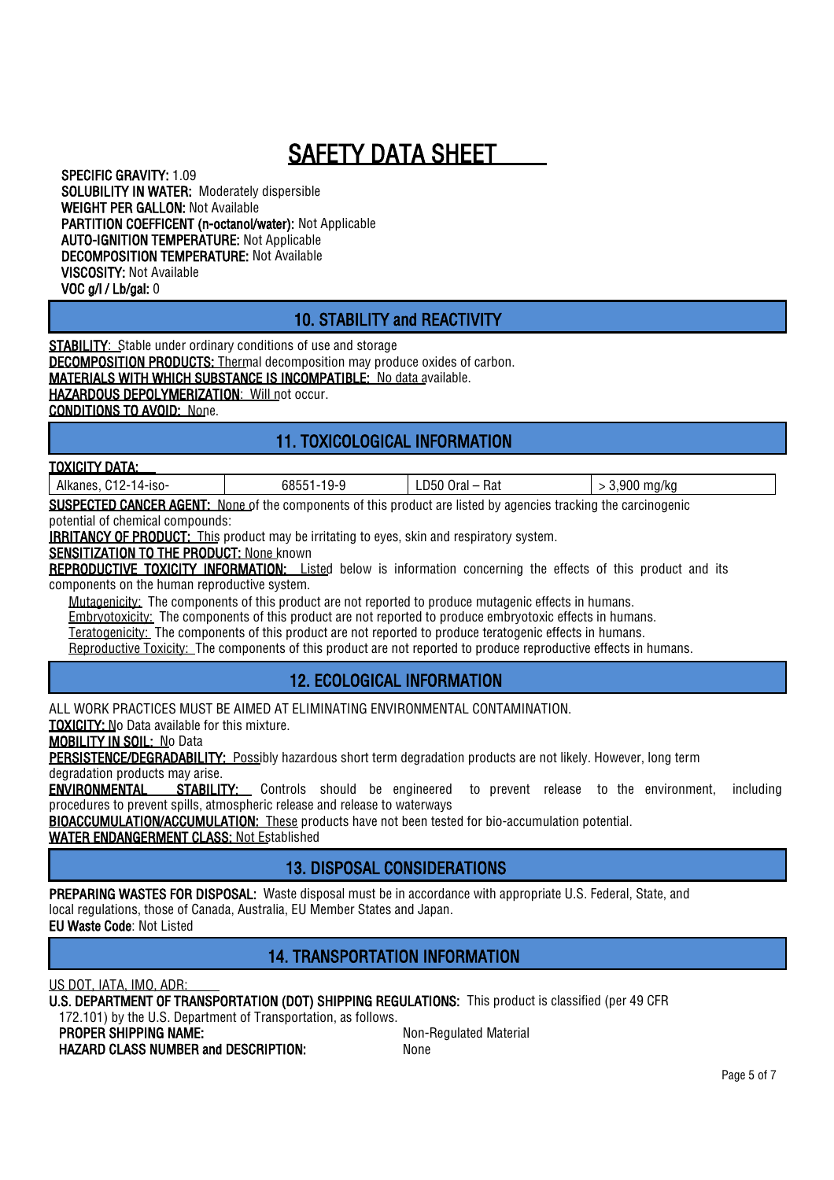# SAFETY DATA SHEET

**SPECIFIC GRAVITY:** 1.09
**SOLUBILITY IN WATER:** Moderately dispersible
**WEIGHT PER GALLON:** Not Available
**PARTITION COEFFICENT (n-octanol/water):** Not Applicable
**AUTO-IGNITION TEMPERATURE:** Not Applicable
**DECOMPOSITION TEMPERATURE:** Not Available
**VISCOSITY:** Not Available
**VOC g/l / Lb/gal:** 0

## 10. STABILITY and REACTIVITY

**STABILITY:** Stable under ordinary conditions of use and storage
**DECOMPOSITION PRODUCTS:** Thermal decomposition may produce oxides of carbon.
**MATERIALS WITH WHICH SUBSTANCE IS INCOMPATIBLE:** No data available.
**HAZARDOUS DEPOLYMERIZATION:** Will not occur.
**CONDITIONS TO AVOID:** None.

## 11. TOXICOLOGICAL INFORMATION

**TOXICITY DATA:**

| Alkanes, C12-14-iso- | 68551-19-9 | LD50 Oral – Rat | > 3,900 mg/kg |
|---|---|---|---|

**SUSPECTED CANCER AGENT:** None of the components of this product are listed by agencies tracking the carcinogenic potential of chemical compounds:
**IRRITANCY OF PRODUCT:** This product may be irritating to eyes, skin and respiratory system.
**SENSITIZATION TO THE PRODUCT:** None known
**REPRODUCTIVE TOXICITY INFORMATION:** Listed below is information concerning the effects of this product and its components on the human reproductive system.

Mutagenicity: The components of this product are not reported to produce mutagenic effects in humans.
Embryotoxicity: The components of this product are not reported to produce embryotoxic effects in humans.
Teratogenicity: The components of this product are not reported to produce teratogenic effects in humans.
Reproductive Toxicity: The components of this product are not reported to produce reproductive effects in humans.

## 12. ECOLOGICAL INFORMATION

ALL WORK PRACTICES MUST BE AIMED AT ELIMINATING ENVIRONMENTAL CONTAMINATION.
**TOXICITY:** No Data available for this mixture.
**MOBILITY IN SOIL:** No Data
**PERSISTENCE/DEGRADABILITY:** Possibly hazardous short term degradation products are not likely. However, long term degradation products may arise.
**ENVIRONMENTAL STABILITY:** Controls should be engineered to prevent release to the environment, including procedures to prevent spills, atmospheric release and release to waterways
**BIOACCUMULATION/ACCUMULATION:** These products have not been tested for bio-accumulation potential.
**WATER ENDANGERMENT CLASS:** Not Established

## 13. DISPOSAL CONSIDERATIONS

**PREPARING WASTES FOR DISPOSAL:** Waste disposal must be in accordance with appropriate U.S. Federal, State, and local regulations, those of Canada, Australia, EU Member States and Japan.
**EU Waste Code**: Not Listed

## 14. TRANSPORTATION INFORMATION

US DOT, IATA, IMO, ADR:
**U.S. DEPARTMENT OF TRANSPORTATION (DOT) SHIPPING REGULATIONS:** This product is classified (per 49 CFR 172.101) by the U.S. Department of Transportation, as follows.

**PROPER SHIPPING NAME:** Non-Regulated Material
**HAZARD CLASS NUMBER and DESCRIPTION:** None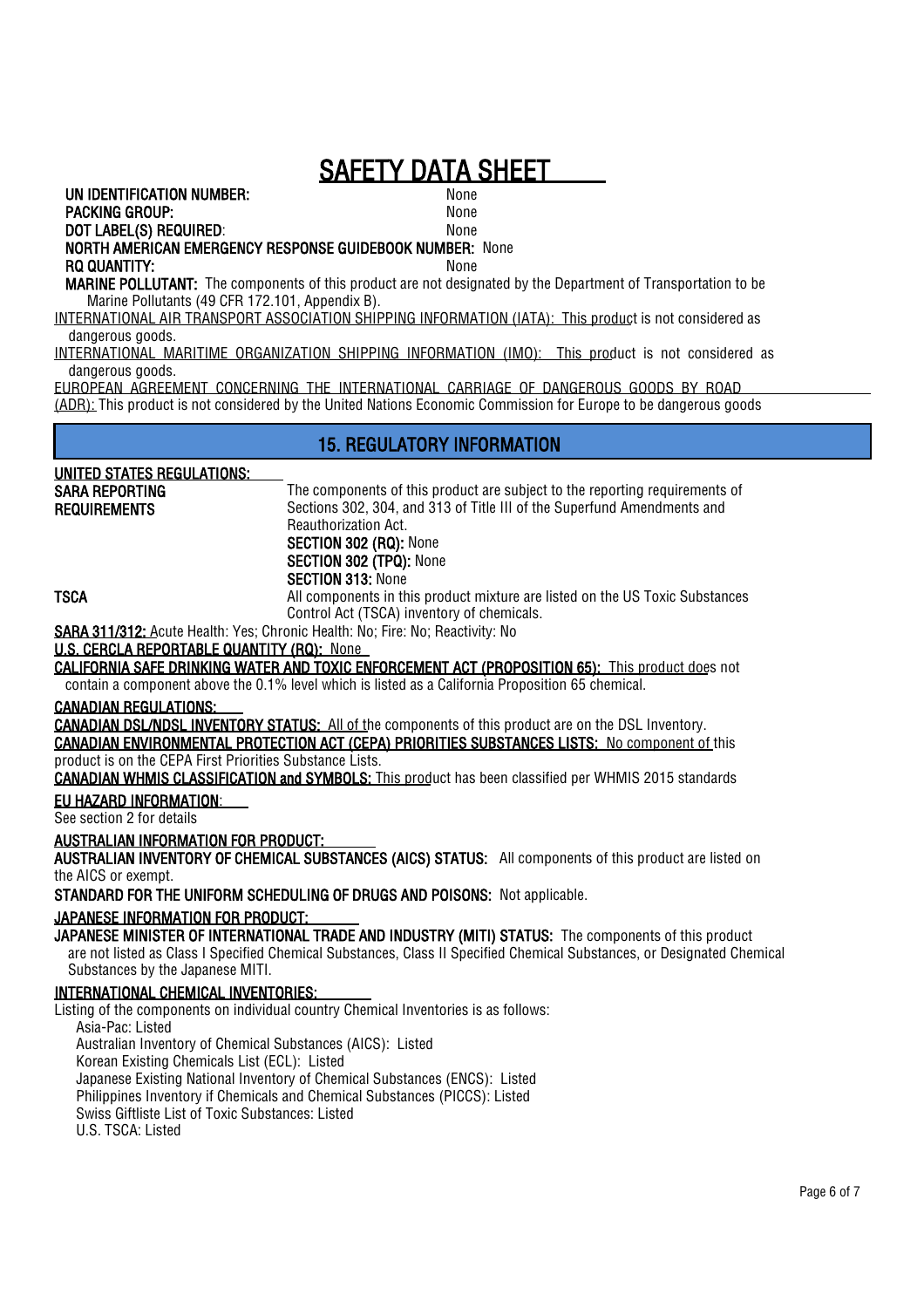# SAFETY DATA SHEET

**UN IDENTIFICATION NUMBER:** None
**PACKING GROUP:** None
**DOT LABEL(S) REQUIRED:** None
**NORTH AMERICAN EMERGENCY RESPONSE GUIDEBOOK NUMBER:** None
**RQ QUANTITY:** None

**MARINE POLLUTANT:** The components of this product are not designated by the Department of Transportation to be Marine Pollutants (49 CFR 172.101, Appendix B).

INTERNATIONAL AIR TRANSPORT ASSOCIATION SHIPPING INFORMATION (IATA): This product is not considered as dangerous goods.

INTERNATIONAL MARITIME ORGANIZATION SHIPPING INFORMATION (IMO): This product is not considered as dangerous goods.

EUROPEAN AGREEMENT CONCERNING THE INTERNATIONAL CARRIAGE OF DANGEROUS GOODS BY ROAD (ADR): This product is not considered by the United Nations Economic Commission for Europe to be dangerous goods

## 15. REGULATORY INFORMATION

**UNITED STATES REGULATIONS:**

**SARA REPORTING REQUIREMENTS**
The components of this product are subject to the reporting requirements of Sections 302, 304, and 313 of Title III of the Superfund Amendments and Reauthorization Act.
**SECTION 302 (RQ):** None
**SECTION 302 (TPQ):** None
**SECTION 313:** None

**TSCA**
All components in this product mixture are listed on the US Toxic Substances Control Act (TSCA) inventory of chemicals.

**SARA 311/312:** Acute Health: Yes; Chronic Health: No; Fire: No; Reactivity: No

**U.S. CERCLA REPORTABLE QUANTITY (RQ):** None

**CALIFORNIA SAFE DRINKING WATER AND TOXIC ENFORCEMENT ACT (PROPOSITION 65):** This product does not contain a component above the 0.1% level which is listed as a California Proposition 65 chemical.

**CANADIAN REGULATIONS:**

**CANADIAN DSL/NDSL INVENTORY STATUS:** All of the components of this product are on the DSL Inventory.

**CANADIAN ENVIRONMENTAL PROTECTION ACT (CEPA) PRIORITIES SUBSTANCES LISTS:** No component of this product is on the CEPA First Priorities Substance Lists.

**CANADIAN WHMIS CLASSIFICATION and SYMBOLS:** This product has been classified per WHMIS 2015 standards

**EU HAZARD INFORMATION:**

See section 2 for details

**AUSTRALIAN INFORMATION FOR PRODUCT:**

**AUSTRALIAN INVENTORY OF CHEMICAL SUBSTANCES (AICS) STATUS:** All components of this product are listed on the AICS or exempt.

**STANDARD FOR THE UNIFORM SCHEDULING OF DRUGS AND POISONS:** Not applicable.

**JAPANESE INFORMATION FOR PRODUCT:**

**JAPANESE MINISTER OF INTERNATIONAL TRADE AND INDUSTRY (MITI) STATUS:** The components of this product are not listed as Class I Specified Chemical Substances, Class II Specified Chemical Substances, or Designated Chemical Substances by the Japanese MITI.

**INTERNATIONAL CHEMICAL INVENTORIES:**

Listing of the components on individual country Chemical Inventories is as follows:

Asia-Pac: Listed
Australian Inventory of Chemical Substances (AICS): Listed
Korean Existing Chemicals List (ECL): Listed
Japanese Existing National Inventory of Chemical Substances (ENCS): Listed
Philippines Inventory if Chemicals and Chemical Substances (PICCS): Listed
Swiss Giftliste List of Toxic Substances: Listed
U.S. TSCA: Listed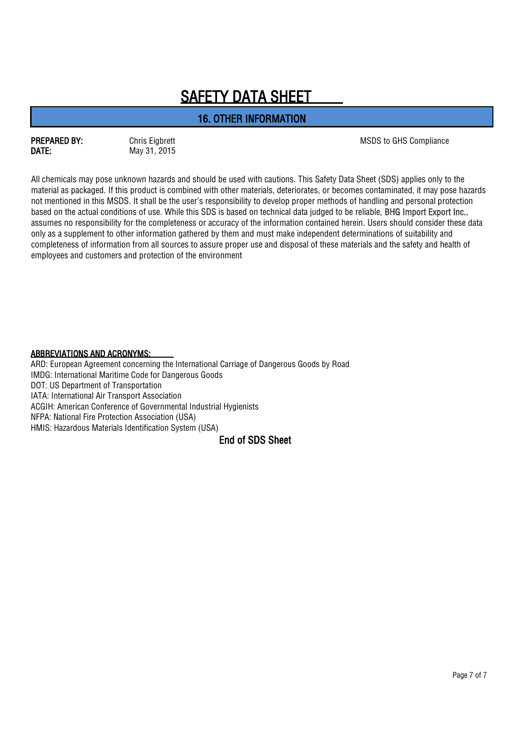# SAFETY DATA SHEET

## 16. OTHER INFORMATION

**PREPARED BY:** Chris Eigbrett

**DATE:** May 31, 2015

MSDS to GHS Compliance

All chemicals may pose unknown hazards and should be used with cautions. This Safety Data Sheet (SDS) applies only to the material as packaged. If this product is combined with other materials, deteriorates, or becomes contaminated, it may pose hazards not mentioned in this MSDS. It shall be the user's responsibility to develop proper methods of handling and personal protection based on the actual conditions of use. While this SDS is based on technical data judged to be reliable, BHG Import Export Inc., assumes no responsibility for the completeness or accuracy of the information contained herein. Users should consider these data only as a supplement to other information gathered by them and must make independent determinations of suitability and completeness of information from all sources to assure proper use and disposal of these materials and the safety and health of employees and customers and protection of the environment

**ABBREVIATIONS AND ACRONYMS:**

ARD: European Agreement concerning the International Carriage of Dangerous Goods by Road
IMDG: International Maritime Code for Dangerous Goods
DOT: US Department of Transportation
IATA: International Air Transport Association
ACGIH: American Conference of Governmental Industrial Hygienists
NFPA: National Fire Protection Association (USA)
HMIS: Hazardous Materials Identification System (USA)

**End of SDS Sheet**